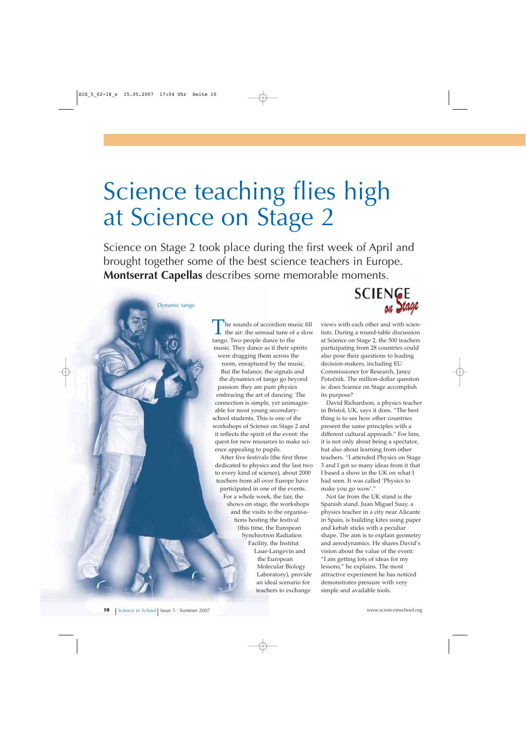# Science teaching flies high at Science on Stage 2

Science on Stage 2 took place during the first week of April and brought together some of the best science teachers in Europe. **Montserrat Capellas** describes some memorable moments.

Dynamic tango

*Image courtesy of ESRF*

The sounds of accordion music fill the air: the sensual tune of a slow tango. Two people dance to the music. They dance as if their spirits were dragging them across the room, enraptured by the music. But the balance, the signals and the dynamics of tango go beyond passion: they are pure physics embracing the art of dancing. The connection is simple, yet unimaginable for most young secondary-school students. This is one of the workshops of Science on Stage 2 and it reflects the spirit of the event: the quest for new resources to make science appealing to pupils.

After five festivals (the first three dedicated to physics and the last two to every kind of science), about 2000 teachers from all over Europe have participated in one of the events. For a whole week, the fair, the shows on stage, the workshops and the visits to the organisations hosting the festival (this time, the European Synchrotron Radiation Facility, the Institut Laue-Langevin and the European Molecular Biology Laboratory), provide an ideal scenario for teachers to exchange views with each other and with scientists. During a round-table discussion at Science on Stage 2, the 500 teachers participating from 28 countries could also pose their questions to leading decision-makers, including EU Commissioner for Research, Janez Potočnik. The million-dollar question is: does Science on Stage accomplish its purpose?

David Richardson, a physics teacher in Bristol, UK, says it does. "The best thing is to see how other countries present the same principles with a different cultural approach." For him, it is not only about being a spectator, but also about learning from other teachers. "I attended Physics on Stage 3 and I got so many ideas from it that I based a show in the UK on what I had seen. It was called 'Physics to make you go wow'."

Not far from the UK stand is the Spanish stand. Juan Miguel Suay, a physics teacher in a city near Alicante in Spain, is building kites using paper and kebab sticks with a peculiar shape. The aim is to explain geometry and aerodynamics. He shares David's vision about the value of the event: "I am getting lots of ideas for my lessons," he explains. The most attractive experiment he has noticed demonstrates pressure with very simple and available tools.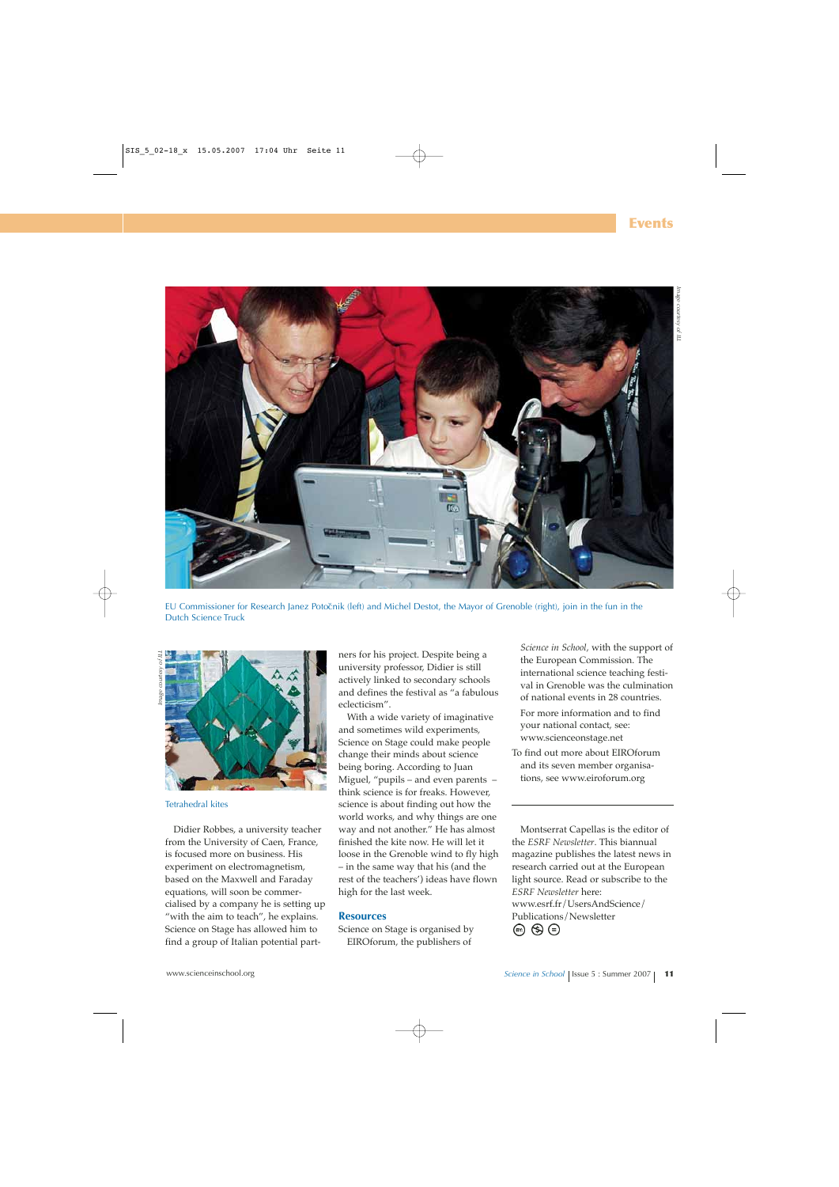EU Commissioner for Research Janez Potočnik (left) and Michel Destot, the Mayor of Grenoble (right), join in the fun in the Dutch Science Truck

Tetrahedral kites

Didier Robbes, a university teacher from the University of Caen, France, is focused more on business. His experiment on electromagnetism, based on the Maxwell and Faraday equations, will soon be commercialised by a company he is setting up "with the aim to teach", he explains. Science on Stage has allowed him to find a group of Italian potential partners for his project. Despite being a university professor, Didier is still actively linked to secondary schools and defines the festival as "a fabulous eclecticism".

With a wide variety of imaginative and sometimes wild experiments, Science on Stage could make people change their minds about science being boring. According to Juan Miguel, "pupils – and even parents – think science is for freaks. However, science is about finding out how the world works, and why things are one way and not another." He has almost finished the kite now. He will let it loose in the Grenoble wind to fly high – in the same way that his (and the rest of the teachers') ideas have flown high for the last week.

## Resources

Science on Stage is organised by EIROforum, the publishers of *Science in School*, with the support of the European Commission. The international science teaching festival in Grenoble was the culmination of national events in 28 countries.

For more information and to find your national contact, see: www.scienceonstage.net

To find out more about EIROforum and its seven member organisations, see www.eiroforum.org

---

Montserrat Capellas is the editor of the *ESRF Newsletter*. This biannual magazine publishes the latest news in research carried out at the European light source. Read or subscribe to the *ESRF Newsletter* here: www.esrf.fr/UsersAndScience/Publications/Newsletter